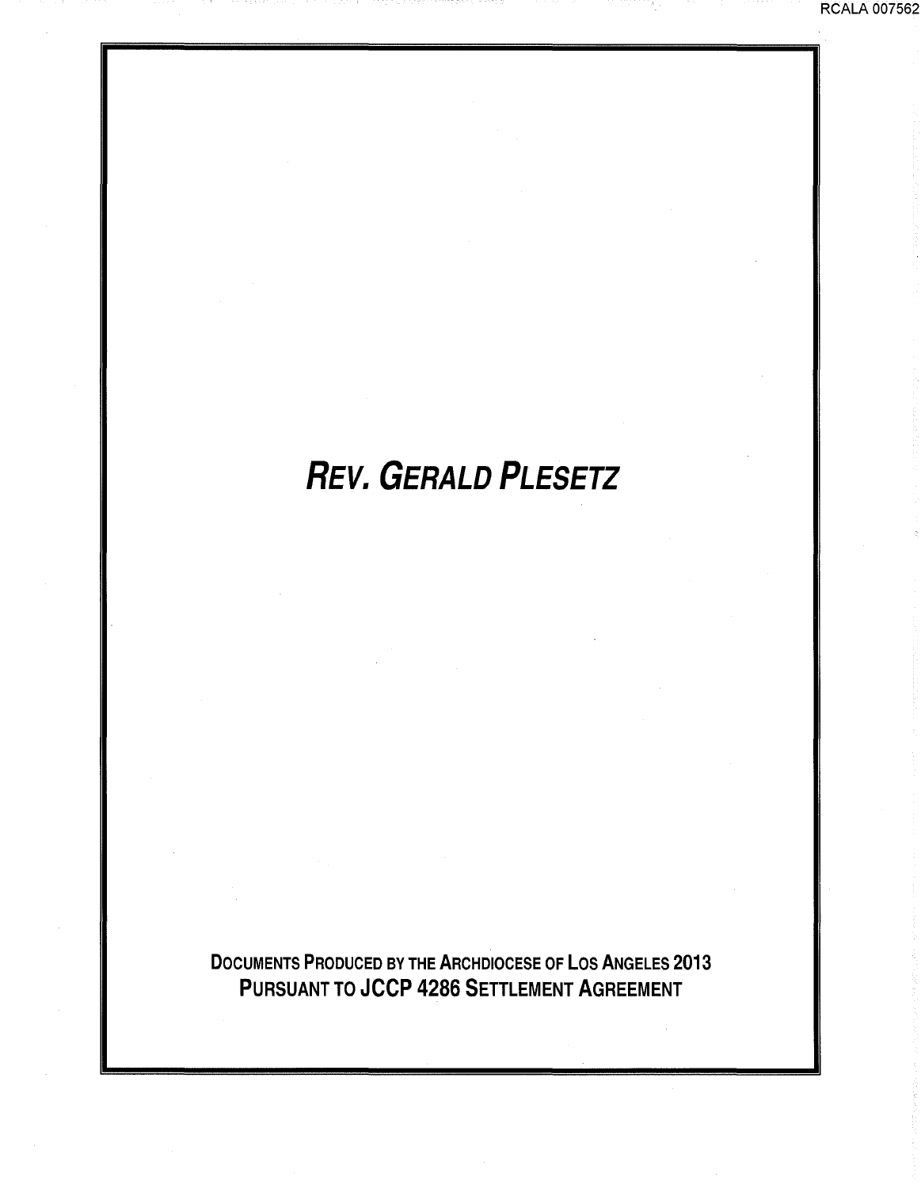# *Rev. Gerald Plesetz*

**Documents Produced by the Archdiocese of Los Angeles 2013**
**Pursuant to JCCP 4286 Settlement Agreement**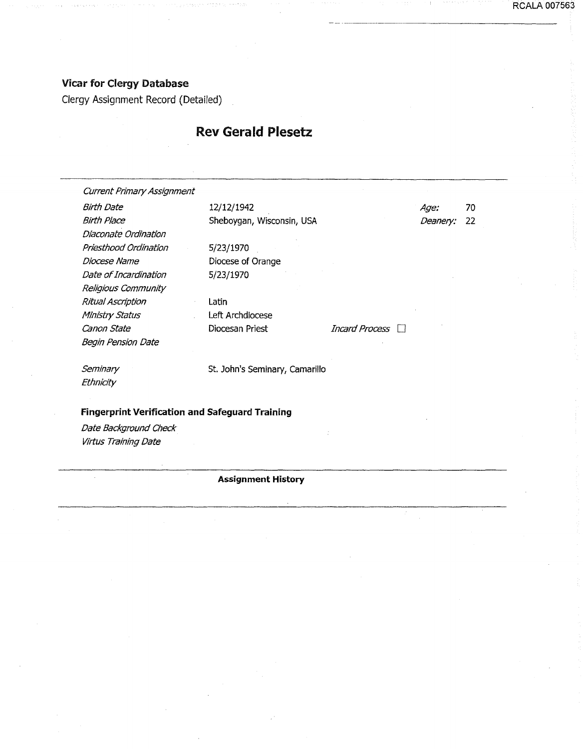**Vicar for Clergy Database**

Clergy Assignment Record (Detailed)

## Rev Gerald Plesetz

| | | | |
|---|---|---|---|
| *Current Primary Assignment* | | | |
| *Birth Date* | 12/12/1942 | *Age:* | 70 |
| *Birth Place* | Sheboygan, Wisconsin, USA | *Deanery:* | 22 |
| *Diaconate Ordination* | | | |
| *Priesthood Ordination* | 5/23/1970 | | |
| *Diocese Name* | Diocese of Orange | | |
| *Date of Incardination* | 5/23/1970 | | |
| *Religious Community* | | | |
| *Ritual Ascription* | Latin | | |
| *Ministry Status* | Left Archdiocese | | |
| *Canon State* | Diocesan Priest | *Incard Process* ☐ | |
| *Begin Pension Date* | | | |
| *Seminary* | St. John's Seminary, Camarillo | | |
| *Ethnicity* | | | |

**Fingerprint Verification and Safeguard Training**

*Date Background Check*

*Virtus Training Date*

**Assignment History**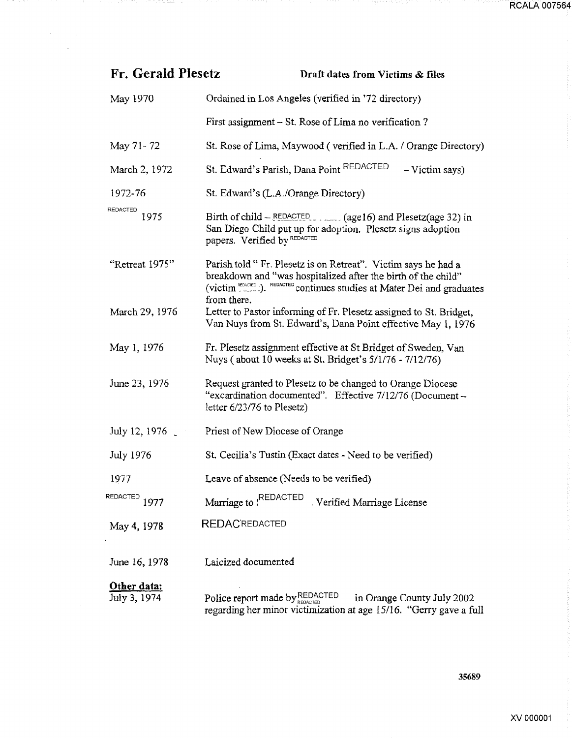## Fr. Gerald Plesetz

**Draft dates from Victims & files**

| | |
|---|---|
| May 1970 | Ordained in Los Angeles (verified in '72 directory) |
| | First assignment – St. Rose of Lima no verification ? |
| May 71- 72 | St. Rose of Lima, Maywood ( verified in L.A. / Orange Directory) |
| March 2, 1972 | St. Edward's Parish, Dana Point REDACTED – Victim says) |
| 1972-76 | St. Edward's (L.A./Orange Directory) |
| REDACTED 1975 | Birth of child – REDACTED (age16) and Plesetz(age 32) in San Diego Child put up for adoption. Plesetz signs adoption papers. Verified by REDACTED |
| "Retreat 1975" | Parish told " Fr. Plesetz is on Retreat". Victim says he had a breakdown and "was hospitalized after the birth of the child" (victim REDACTED). REDACTED continues studies at Mater Dei and graduates from there. |
| March 29, 1976 | Letter to Pastor informing of Fr. Plesetz assigned to St. Bridget, Van Nuys from St. Edward's, Dana Point effective May 1, 1976 |
| May 1, 1976 | Fr. Plesetz assignment effective at St Bridget of Sweden, Van Nuys ( about 10 weeks at St. Bridget's 5/1/76 - 7/12/76) |
| June 23, 1976 | Request granted to Plesetz to be changed to Orange Diocese "excardination documented". Effective 7/12/76 (Document – letter 6/23/76 to Plesetz) |
| July 12, 1976 | Priest of New Diocese of Orange |
| July 1976 | St. Cecilia's Tustin (Exact dates - Need to be verified) |
| 1977 | Leave of absence (Needs to be verified) |
| REDACTED 1977 | Marriage to REDACTED . Verified Marriage License |
| May 4, 1978 | REDACTED |
| June 16, 1978 | Laicized documented |

**Other data:**

| | |
|---|---|
| July 3, 1974 | Police report made by REDACTED in Orange County July 2002 regarding her minor victimization at age 15/16. "Gerry gave a full |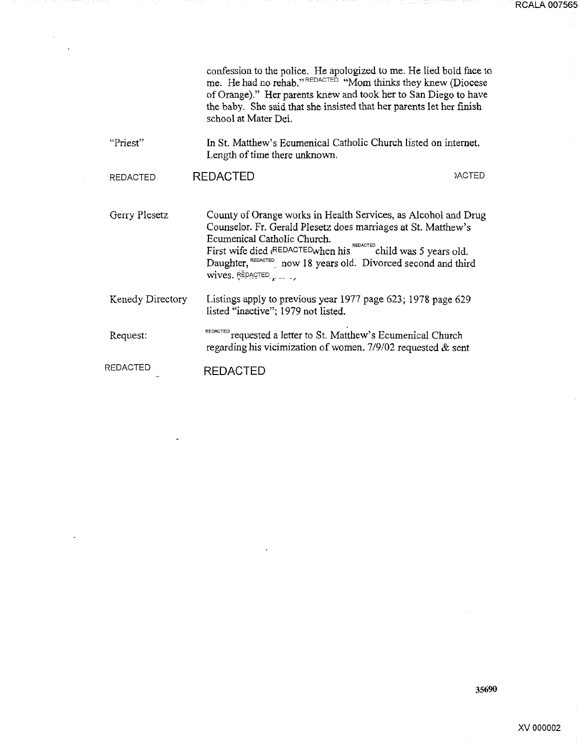confession to the police. He apologized to me. He lied bold face to me. He had no rehab." REDACTED "Mom thinks they knew (Diocese of Orange)." Her parents knew and took her to San Diego to have the baby. She said that she insisted that her parents let her finish school at Mater Dei.

| | |
|---|---|
| "Priest" | In St. Matthew's Ecumenical Catholic Church listed on internet. Length of time there unknown. |
| REDACTED | REDACTED )ACTED |
| Gerry Plesetz | County of Orange works in Health Services, as Alcohol and Drug Counselor. Fr. Gerald Plesetz does marriages at St. Matthew's Ecumenical Catholic Church. First wife died (REDACTED when his REDACTED child was 5 years old. Daughter, REDACTED now 18 years old. Divorced second and third wives. REDACTED |
| Kenedy Directory | Listings apply to previous year 1977 page 623; 1978 page 629 listed "inactive"; 1979 not listed. |
| Request: | REDACTED requested a letter to St. Matthew's Ecumenical Church regarding his vicimization of women. 7/9/02 requested & sent |
| REDACTED | REDACTED |

35690

XV 000002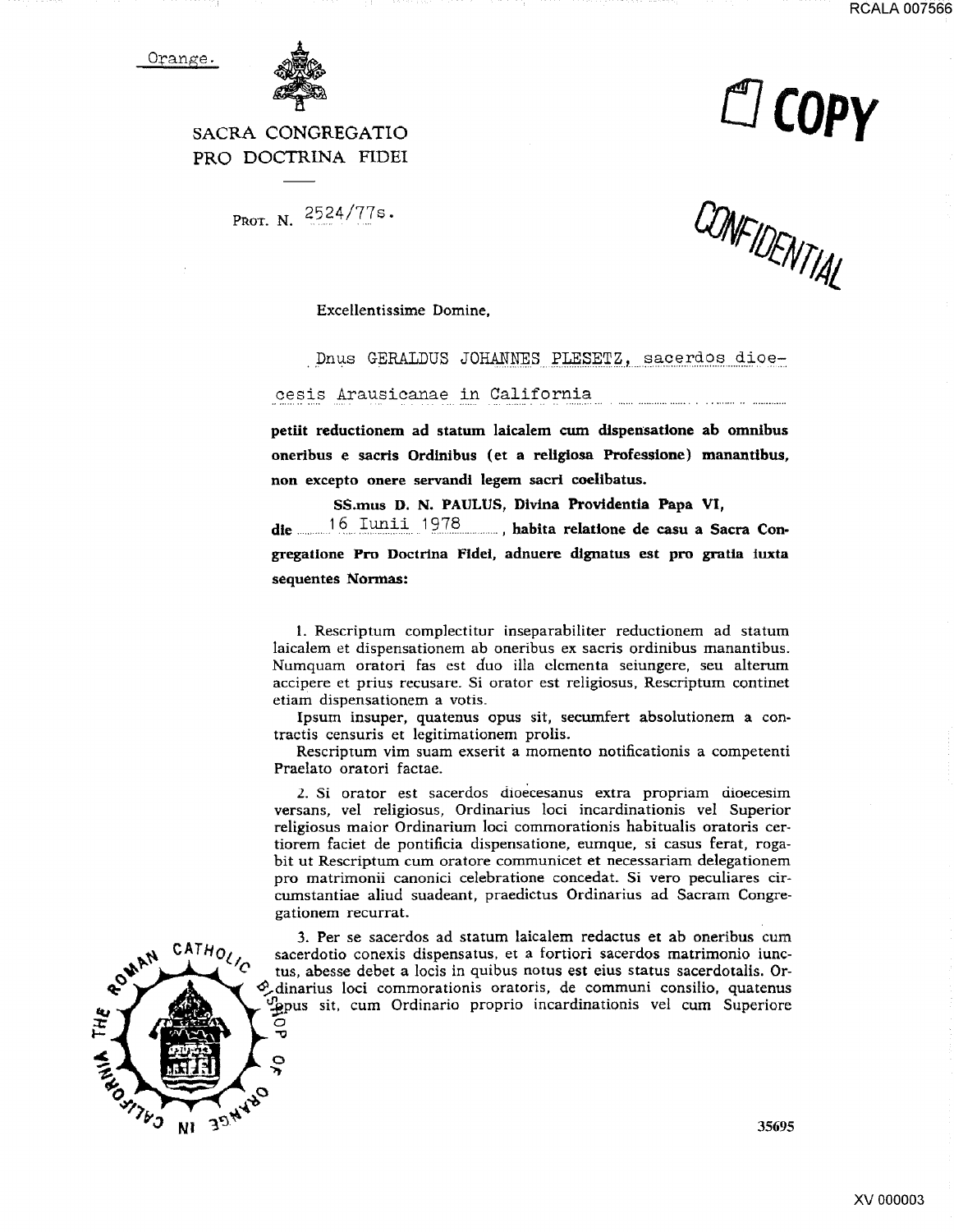Orange.

SACRA CONGREGATIO
PRO DOCTRINA FIDEI

PROT. N. 2524/77s.

COPY

CONFIDENTIAL

Excellentissime Domine,

Dnus GERALDUS JOHANNES PLESETZ, sacerdos dioecesis Arausicanae in California

**petiit reductionem ad statum laicalem cum dispensatione ab omnibus oneribus e sacris Ordinibus (et a religiosa Professione) manantibus, non excepto onere servandi legem sacri coelibatus.**

**SS.mus D. N. PAULUS, Divina Providentia Papa VI,**

**die** 16 Iunii 1978 **, habita relatione de casu a Sacra Congregatione Pro Doctrina Fidei, adnuere dignatus est pro gratia iuxta sequentes Normas:**

1. Rescriptum complectitur inseparabiliter reductionem ad statum laicalem et dispensationem ab oneribus ex sacris ordinibus manantibus. Numquam oratori fas est duo illa elementa seiungere, seu alterum accipere et prius recusare. Si orator est religiosus, Rescriptum continet etiam dispensationem a votis.

Ipsum insuper, quatenus opus sit, secumfert absolutionem a contractis censuris et legitimationem prolis.

Rescriptum vim suam exserit a momento notificationis a competenti Praelato oratori factae.

2. Si orator est sacerdos dioecesanus extra propriam dioecesim versans, vel religiosus, Ordinarius loci incardinationis vel Superior religiosus maior Ordinarium loci commorationis habitualis oratoris certiorem faciet de pontificia dispensatione, eumque, si casus ferat, rogabit ut Rescriptum cum oratore communicet et necessariam delegationem pro matrimonii canonici celebratione concedat. Si vero peculiares circumstantiae aliud suadeant, praedictus Ordinarius ad Sacram Congregationem recurrat.

3. Per se sacerdos ad statum laicalem redactus et ab oneribus cum sacerdotio conexis dispensatus, et a fortiori sacerdos matrimonio iunctus, abesse debet a locis in quibus notus est eius status sacerdotalis. Ordinarius loci commorationis oratoris, de communi consilio, quatenus opus sit, cum Ordinario proprio incardinationis vel cum Superiore

THE ROMAN CATHOLIC BISHOP OF ORANGE IN CALIFORNIA

35695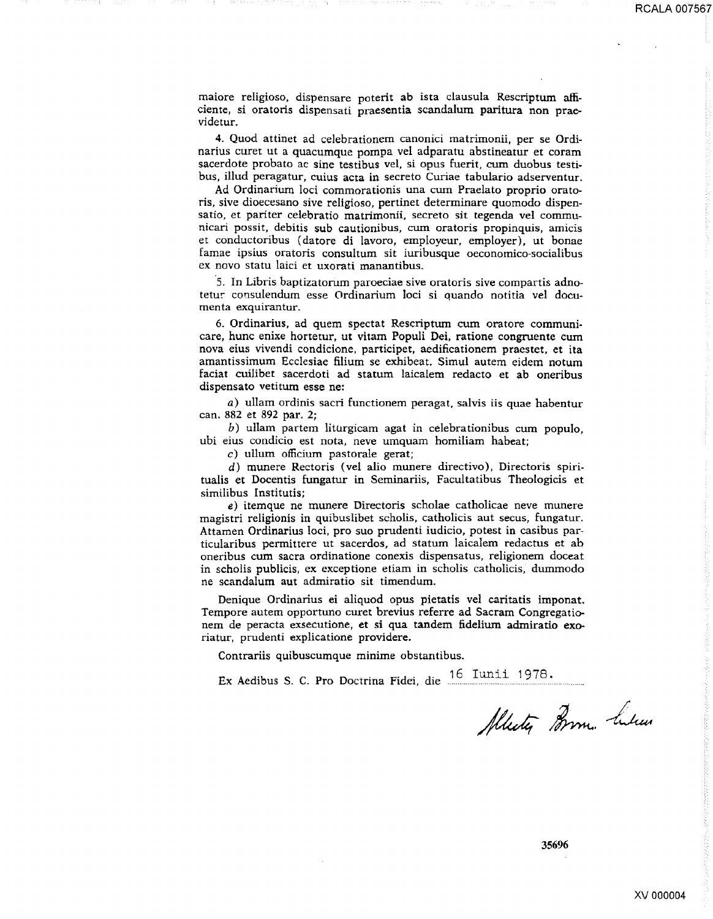maiore religioso, dispensare poterit ab ista clausula Rescriptum afficiente, si oratoris dispensati praesentia scandalum paritura non praevidetur.

4. Quod attinet ad celebrationem canonici matrimonii, per se Ordinarius curet ut a quacumque pompa vel adparatu abstineatur et coram sacerdote probato ac sine testibus vel, si opus fuerit, cum duobus testibus, illud peragatur, cuius acta in secreto Curiae tabulario adserventur.

Ad Ordinarium loci commorationis una cum Praelato proprio oratoris, sive dioecesano sive religioso, pertinet determinare quomodo dispensatio, et pariter celebratio matrimonii, secreto sit tegenda vel communicari possit, debitis sub cautionibus, cum oratoris propinquis, amicis et conductoribus (datore di lavoro, employeur, employer), ut bonae famae ipsius oratoris consultum sit iuribusque oeconomico-socialibus ex novo statu laici et uxorati manantibus.

5. In Libris baptizatorum paroeciae sive oratoris sive compartis adnotetur consulendum esse Ordinarium loci si quando notitia vel documenta exquirantur.

6. Ordinarius, ad quem spectat Rescriptum cum oratore communicare, hunc enixe hortetur, ut vitam Populi Dei, ratione congruente cum nova eius vivendi condicione, participet, aedificationem praestet, et ita amantissimum Ecclesiae filium se exhibeat. Simul autem eidem notum faciat cuilibet sacerdoti ad statum laicalem redacto et ab oneribus dispensato vetitum esse ne:

*a*) ullam ordinis sacri functionem peragat, salvis iis quae habentur can. 882 et 892 par. 2;

*b*) ullam partem liturgicam agat in celebrationibus cum populo, ubi eius condicio est nota, neve umquam homiliam habeat;

*c*) ullum officium pastorale gerat;

*d*) munere Rectoris (vel alio munere directivo), Directoris spiritualis et Docentis fungatur in Seminariis, Facultatibus Theologicis et similibus Institutis;

*e*) itemque ne munere Directoris scholae catholicae neve munere magistri religionis in quibuslibet scholis, catholicis aut secus, fungatur. Attamen Ordinarius loci, pro suo prudenti iudicio, potest in casibus particularibus permittere ut sacerdos, ad statum laicalem redactus et ab oneribus cum sacra ordinatione conexis dispensatus, religionem doceat in scholis publicis, ex exceptione etiam in scholis catholicis, dummodo ne scandalum aut admiratio sit timendum.

Denique Ordinarius ei aliquod opus pietatis vel caritatis imponat. Tempore autem opportuno curet brevius referre ad Sacram Congregationem de peracta exsecutione, et si qua tandem fidelium admiratio exoriatur, prudenti explicatione providere.

Contrariis quibuscumque minime obstantibus.

Ex Aedibus S. C. Pro Doctrina Fidei, die 16 Iunii 1978.

Albertus Bovone, Subsecr.

35696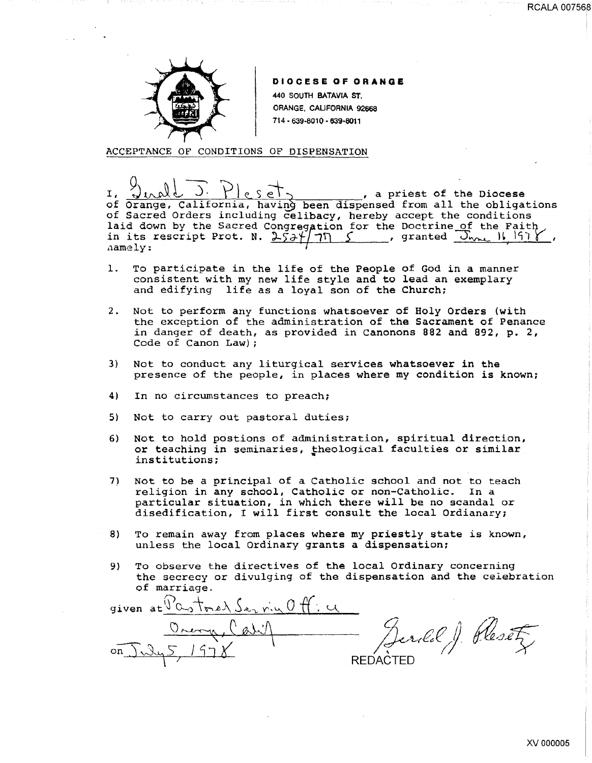**DIOCESE OF ORANGE**
440 SOUTH BATAVIA ST.
ORANGE, CALIFORNIA 92668
714 - 639-8010 - 639-8011

ACCEPTANCE OF CONDITIONS OF DISPENSATION

I, Gerald J. Pleset, a priest of the Diocese of Orange, California, having been dispensed from all the obligations of Sacred Orders including celibacy, hereby accept the conditions laid down by the Sacred Congregation for the Doctrine of the Faith in its rescript Prot. N. 2524/77 S, granted June 16, 1978, namely:

1. To participate in the life of the People of God in a manner consistent with my new life style and to lead an exemplary and edifying life as a loyal son of the Church;
2. Not to perform any functions whatsoever of Holy Orders (with the exception of the administration of the Sacrament of Penance in danger of death, as provided in Canonons 882 and 892, p. 2, Code of Canon Law);
3) Not to conduct any liturgical services whatsoever in the presence of the people, in places where my condition is known;
4) In no circumstances to preach;
5) Not to carry out pastoral duties;
6) Not to hold postions of administration, spiritual direction, or teaching in seminaries, theological faculties or similar institutions;
7) Not to be a principal of a Catholic school and not to teach religion in any school, Catholic or non-Catholic. In a particular situation, in which there will be no scandal or disedification, I will first consult the local Ordinary;
8) To remain away from places where my priestly state is known, unless the local Ordinary grants a dispensation;
9) To observe the directives of the local Ordinary concerning the secrecy or divulging of the dispensation and the celebration of marriage.

given at Pastoral Service Office
Orange, Calif
on July 5, 1978

Gerald J. Pleset
REDACTED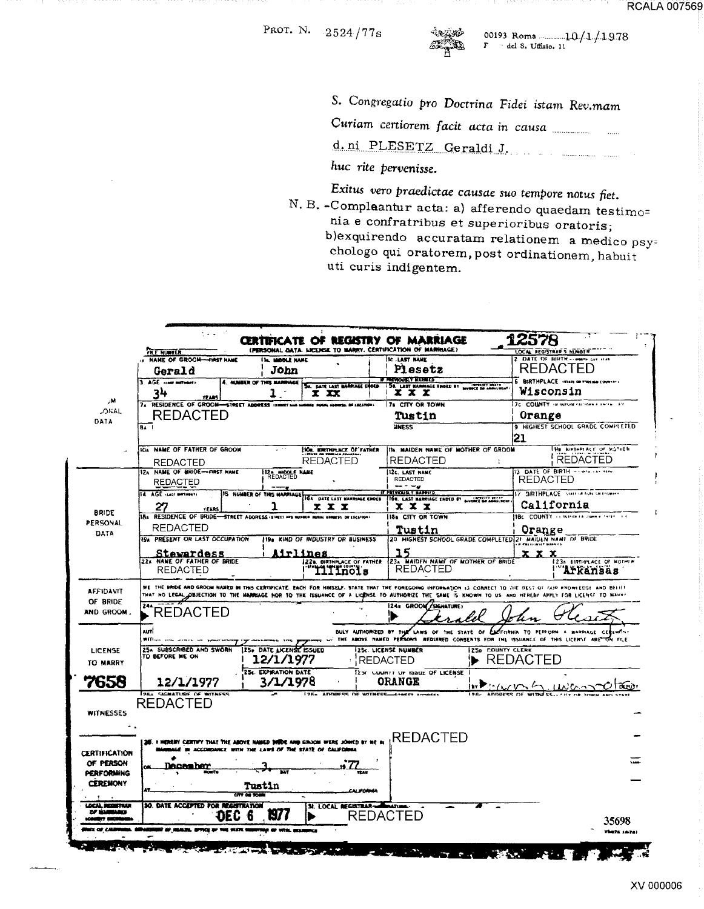PROT. N. 2524/77s

00193 Roma 10/1/1978
del S. Uffizio, 11

*S. Congregatio pro Doctrina Fidei istam Rev.mam*
*Curiam certiorem facit acta in causa* ..........
d. ni PLESETZ Geraldi J.
*huc rite pervenisse.*

*Exitus vero praedictae causae suo tempore notus fiet.*

N. B. -Complaantur acta: a) afferendo quaedam testimonia e confratribus et superioribus oratoris; b) exquirendo accuratam relationem a medico psychologo qui oratorem, post ordinationem, habuit uti curis indigentem.

## CERTIFICATE OF REGISTRY OF MARRIAGE

(PERSONAL DATA. LICENSE TO MARRY. CERTIFICATION OF MARRIAGE)

12578

| Section | Field | Value |
|---|---|---|
| GROOM PERSONAL DATA | 1A. Name of Groom—First Name | Gerald |
| | 1B. Middle Name | John |
| | 1C. Last Name | Plesetz |
| | 2. Date of Birth | REDACTED |
| | 3. Age (last birthday) | 34 years |
| | 4. Number of this marriage | 1 |
| | 5A. Date last marriage ended | x xx |
| | 5B. Last marriage ended by | x x x |
| | 6. Birthplace | Wisconsin |
| | 7A. Residence of Groom—Street Address | REDACTED |
| | 7B. City or Town | Tustin |
| | 7C. County | Orange |
| | 9. Highest School Grade Completed | 21 |
| | 10A. Name of Father of Groom | REDACTED |
| | 10B. Birthplace of Father | REDACTED |
| | 11A. Maiden Name of Mother of Groom | REDACTED |
| | 11B. Birthplace of Mother | REDACTED |
| BRIDE PERSONAL DATA | 12A. Name of Bride—First Name | REDACTED |
| | 12B. Middle Name | REDACTED |
| | 12C. Last Name | REDACTED |
| | 13. Date of Birth | REDACTED |
| | 14. Age (last birthday) | 27 years |
| | 15. Number of this marriage | 1 |
| | 16A. Date last marriage ended | x x x |
| | 16B. Last marriage ended by | x x x |
| | 17. Birthplace | California |
| | 18A. Residence of Bride—Street Address | REDACTED |
| | 18B. City or Town | Tustin |
| | 18C. County | Orange |
| | 19A. Present or Last Occupation | Stewardess |
| | 19B. Kind of Industry or Business | Airlines |
| | 20. Highest School Grade Completed | 15 |
| | 21. Maiden Name of Bride | x x x |
| | 22A. Name of Father of Bride | REDACTED |
| | 22B. Birthplace of Father | Illinois |
| | 23A. Maiden Name of Mother of Bride | REDACTED |
| | 23B. Birthplace of Mother | Arkansas |

**AFFIDAVIT OF BRIDE AND GROOM.** We the bride and groom named in this certificate, each for himself, state that the foregoing information is correct to the best of our knowledge and belief, that no legal objection to the marriage nor to the issuance of a license to authorize the same is known to us and hereby apply for license to marry.

24A. REDACTED
24B. Groom (Signature): Gerald John Plesetz

**LICENSE TO MARRY** 7658

Authorization ... duly authorized by the laws of the State of California to perform a marriage ceremony ... the above named persons required consents for the issuance of this license are on file.

| 25A. Subscribed and sworn to before me on | 25B. Date license issued | 25C. License number | 25D. County Clerk |
|---|---|---|---|
| 12/1/1977 | 12/1/1977 | REDACTED | REDACTED |
| | 25E. Expiration date: 3/1/1978 | 25F. County of issue of license: ORANGE | By ... Deputy |

**WITNESSES**

26A. Signature of Witness: REDACTED

**CERTIFICATION OF PERSON PERFORMING CEREMONY**

28. I hereby certify that the above named bride and groom were joined by me in marriage in accordance with the laws of the State of California on December 3, 1977 at Tustin, California.

REDACTED

**LOCAL REGISTRAR OF MARRIAGES**

30. Date accepted for registration: DEC 6 1977
31. Local Registrar—Signature: REDACTED

35698

State of California, Department of Health, Office of the State Registrar of Vital Statistics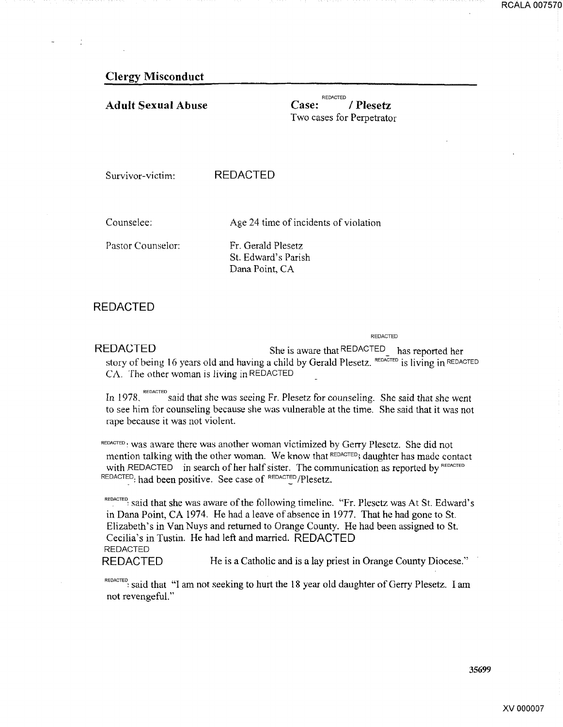## Clergy Misconduct

**Adult Sexual Abuse** **Case: REDACTED / Plesetz**
Two cases for Perpetrator

Survivor-victim: REDACTED

Counselee: Age 24 time of incidents of violation

Pastor Counselor: Fr. Gerald Plesetz
St. Edward's Parish
Dana Point, CA

REDACTED

REDACTED REDACTED She is aware that REDACTED has reported her story of being 16 years old and having a child by Gerald Plesetz. REDACTED is living in REDACTED CA. The other woman is living in REDACTED

In 1978, REDACTED said that she was seeing Fr. Plesetz for counseling. She said that she went to see him for counseling because she was vulnerable at the time. She said that it was not rape because it was not violent.

REDACTED was aware there was another woman victimized by Gerry Plesetz. She did not mention talking with the other woman. We know that REDACTED daughter has made contact with REDACTED in search of her half sister. The communication as reported by REDACTED REDACTED had been positive. See case of REDACTED/Plesetz.

REDACTED said that she was aware of the following timeline. "Fr. Plesetz was At St. Edward's in Dana Point, CA 1974. He had a leave of absence in 1977. That he had gone to St. Elizabeth's in Van Nuys and returned to Orange County. He had been assigned to St. Cecilia's in Tustin. He had left and married. REDACTED
REDACTED
REDACTED He is a Catholic and is a lay priest in Orange County Diocese."

REDACTED said that "I am not seeking to hurt the 18 year old daughter of Gerry Plesetz. I am not revengeful."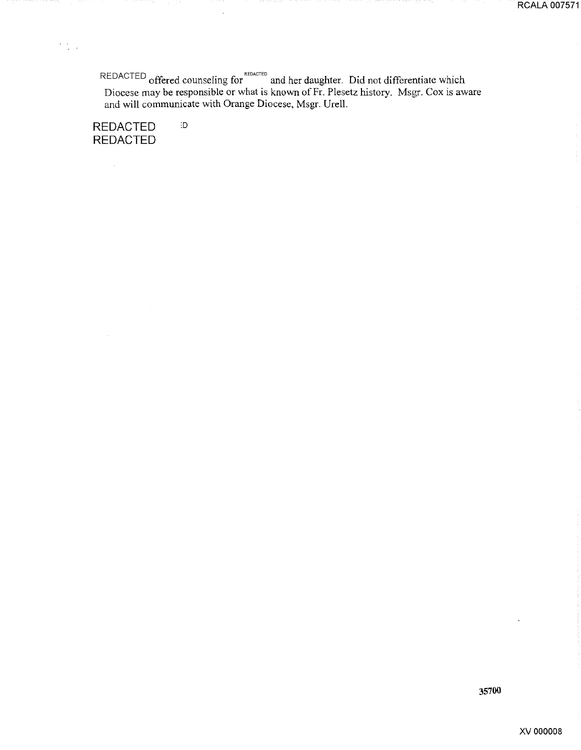REDACTED offered counseling for REDACTED and her daughter. Did not differentiate which Diocese may be responsible or what is known of Fr. Plesetz history. Msgr. Cox is aware and will communicate with Orange Diocese, Msgr. Urell.

REDACTED :D
REDACTED

35700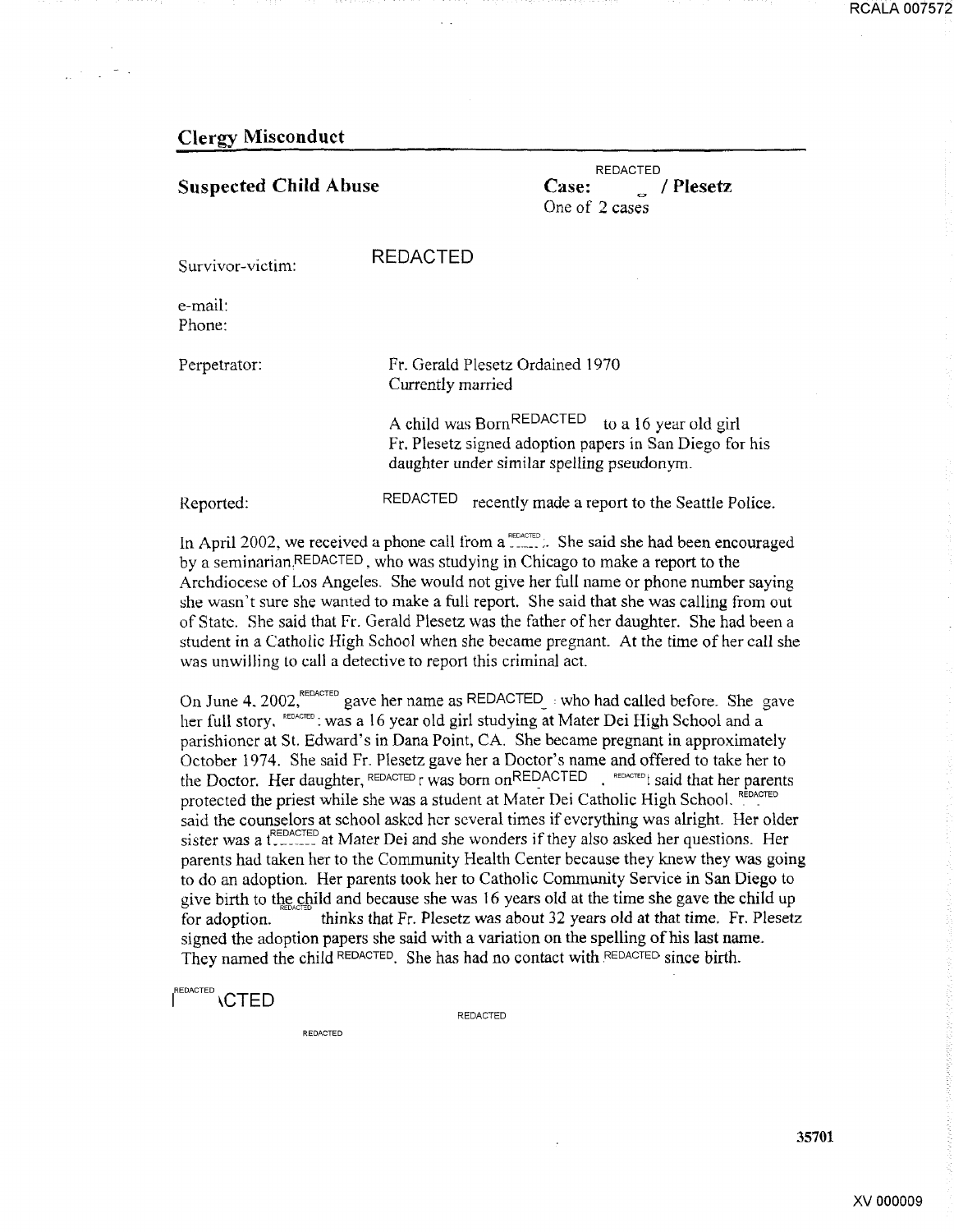## Clergy Misconduct

**Suspected Child Abuse**

**Case:** REDACTED / **Plesetz**
One of 2 cases

Survivor-victim: REDACTED

e-mail:
Phone:

Perpetrator: Fr. Gerald Plesetz Ordained 1970
Currently married

A child was Born REDACTED to a 16 year old girl
Fr. Plesetz signed adoption papers in San Diego for his daughter under similar spelling pseudonym.

Reported: REDACTED recently made a report to the Seattle Police.

In April 2002, we received a phone call from a REDACTED. She said she had been encouraged by a seminarian REDACTED, who was studying in Chicago to make a report to the Archdiocese of Los Angeles. She would not give her full name or phone number saying she wasn't sure she wanted to make a full report. She said that she was calling from out of State. She said that Fr. Gerald Plesetz was the father of her daughter. She had been a student in a Catholic High School when she became pregnant. At the time of her call she was unwilling to call a detective to report this criminal act.

On June 4, 2002, REDACTED gave her name as REDACTED who had called before. She gave her full story. REDACTED was a 16 year old girl studying at Mater Dei High School and a parishioner at St. Edward's in Dana Point, CA. She became pregnant in approximately October 1974. She said Fr. Plesetz gave her a Doctor's name and offered to take her to the Doctor. Her daughter, REDACTED was born on REDACTED. REDACTED said that her parents protected the priest while she was a student at Mater Dei Catholic High School. REDACTED said the counselors at school asked her several times if everything was alright. Her older sister was a REDACTED at Mater Dei and she wonders if they also asked her questions. Her parents had taken her to the Community Health Center because they knew they was going to do an adoption. Her parents took her to Catholic Community Service in San Diego to give birth to the child and because she was 16 years old at the time she gave the child up for adoption. REDACTED thinks that Fr. Plesetz was about 32 years old at that time. Fr. Plesetz signed the adoption papers she said with a variation on the spelling of his last name. They named the child REDACTED. She has had no contact with REDACTED since birth.

REDACTED

REDACTED

REDACTED

35701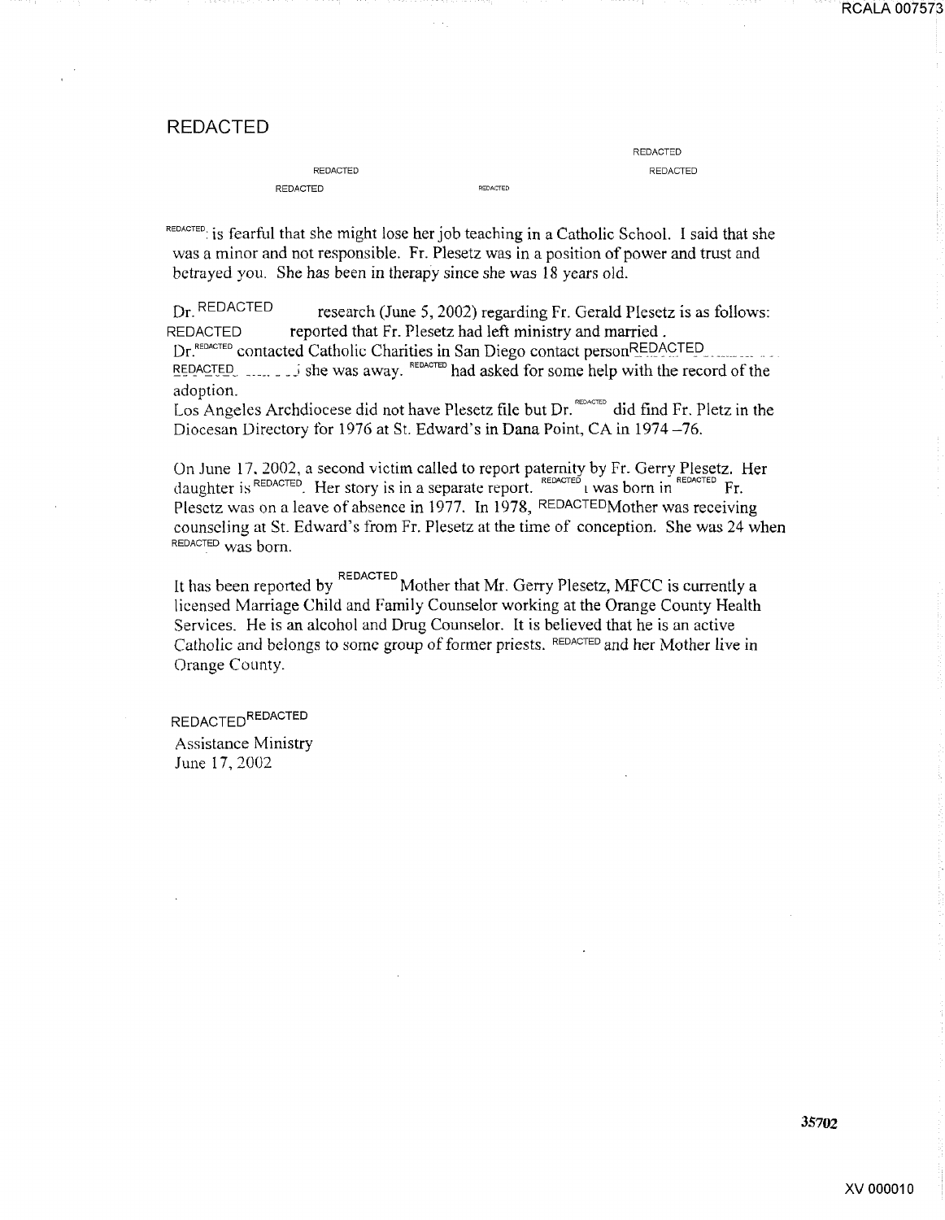REDACTED

REDACTED
REDACTED
REDACTED
REDACTED
REDACTED

REDACTED is fearful that she might lose her job teaching in a Catholic School. I said that she was a minor and not responsible. Fr. Plesetz was in a position of power and trust and betrayed you. She has been in therapy since she was 18 years old.

Dr. REDACTED research (June 5, 2002) regarding Fr. Gerald Plesetz is as follows:
REDACTED reported that Fr. Plesetz had left ministry and married.
Dr. REDACTED contacted Catholic Charities in San Diego contact person REDACTED REDACTED she was away. REDACTED had asked for some help with the record of the adoption.
Los Angeles Archdiocese did not have Plesetz file but Dr. REDACTED did find Fr. Pletz in the Diocesan Directory for 1976 at St. Edward's in Dana Point, CA in 1974 –76.

On June 17, 2002, a second victim called to report paternity by Fr. Gerry Plesetz. Her daughter is REDACTED. Her story is in a separate report. REDACTED was born in REDACTED Fr. Plesetz was on a leave of absence in 1977. In 1978, REDACTED Mother was receiving counseling at St. Edward's from Fr. Plesetz at the time of conception. She was 24 when REDACTED was born.

It has been reported by REDACTED Mother that Mr. Gerry Plesetz, MFCC is currently a licensed Marriage Child and Family Counselor working at the Orange County Health Services. He is an alcohol and Drug Counselor. It is believed that he is an active Catholic and belongs to some group of former priests. REDACTED and her Mother live in Orange County.

REDACTED REDACTED
Assistance Ministry
June 17, 2002

35702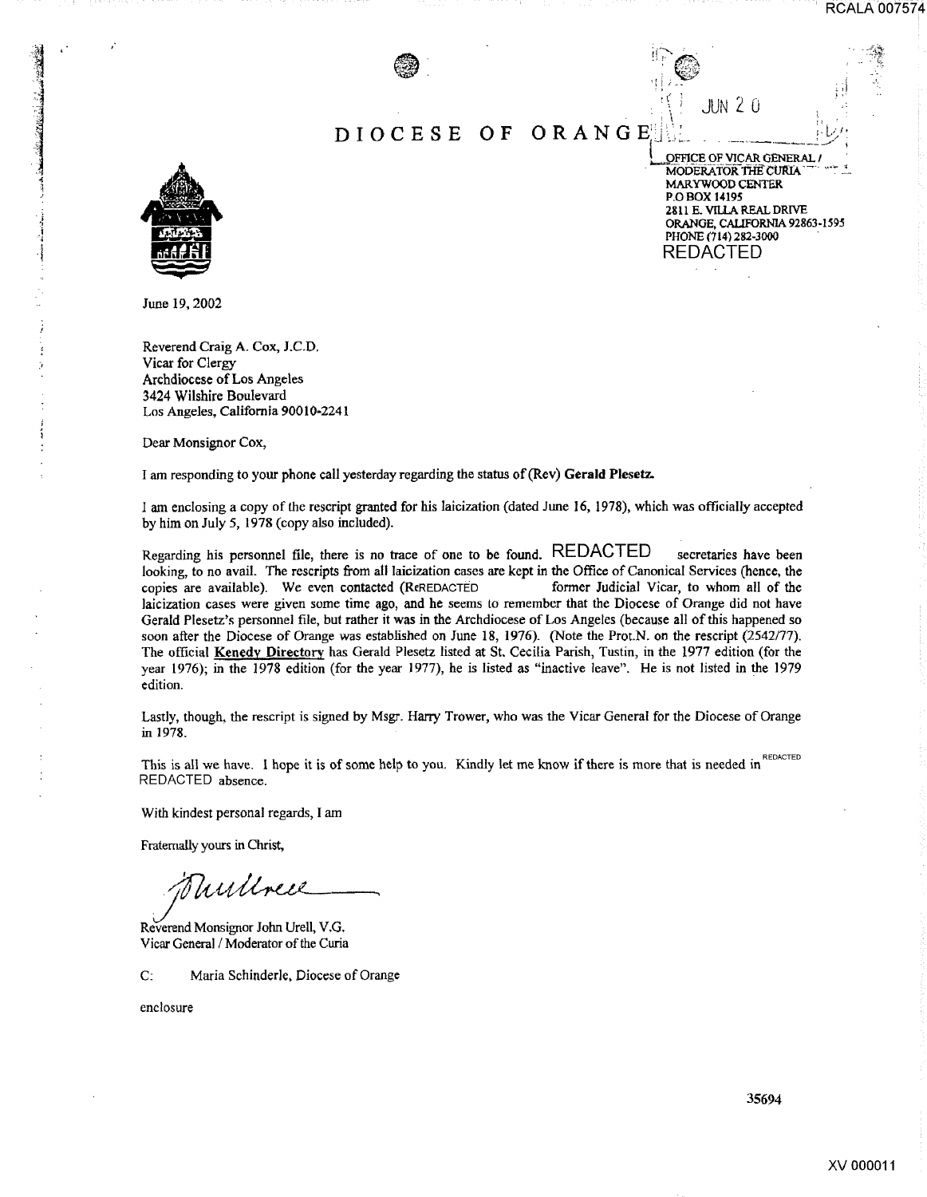# DIOCESE OF ORANGE

JUN 20

OFFICE OF VICAR GENERAL / MODERATOR THE CURIA
MARYWOOD CENTER
P.O BOX 14195
2811 E. VILLA REAL DRIVE
ORANGE, CALIFORNIA 92863-1595
PHONE (714) 282-3000
REDACTED

June 19, 2002

Reverend Craig A. Cox, J.C.D.
Vicar for Clergy
Archdiocese of Los Angeles
3424 Wilshire Boulevard
Los Angeles, California 90010-2241

Dear Monsignor Cox,

I am responding to your phone call yesterday regarding the status of (Rev) **Gerald Plesetz.**

I am enclosing a copy of the rescript granted for his laicization (dated June 16, 1978), which was officially accepted by him on July 5, 1978 (copy also included).

Regarding his personnel file, there is no trace of one to be found. REDACTED secretaries have been looking, to no avail. The rescripts from all laicization cases are kept in the Office of Canonical Services (hence, the copies are available). We even contacted (ReREDACTED former Judicial Vicar, to whom all of the laicization cases were given some time ago, and he seems to remember that the Diocese of Orange did not have Gerald Plesetz's personnel file, but rather it was in the Archdiocese of Los Angeles (because all of this happened so soon after the Diocese of Orange was established on June 18, 1976). (Note the Prot.N. on the rescript (2542/77). The official **Kenedy Directory** has Gerald Plesetz listed at St. Cecilia Parish, Tustin, in the 1977 edition (for the year 1976); in the 1978 edition (for the year 1977), he is listed as "inactive leave". He is not listed in the 1979 edition.

Lastly, though, the rescript is signed by Msgr. Harry Trower, who was the Vicar General for the Diocese of Orange in 1978.

This is all we have. I hope it is of some help to you. Kindly let me know if there is more that is needed in REDACTED REDACTED absence.

With kindest personal regards, I am

Fraternally yours in Christ,

Reverend Monsignor John Urell, V.G.
Vicar General / Moderator of the Curia

C: Maria Schinderle, Diocese of Orange

enclosure

35694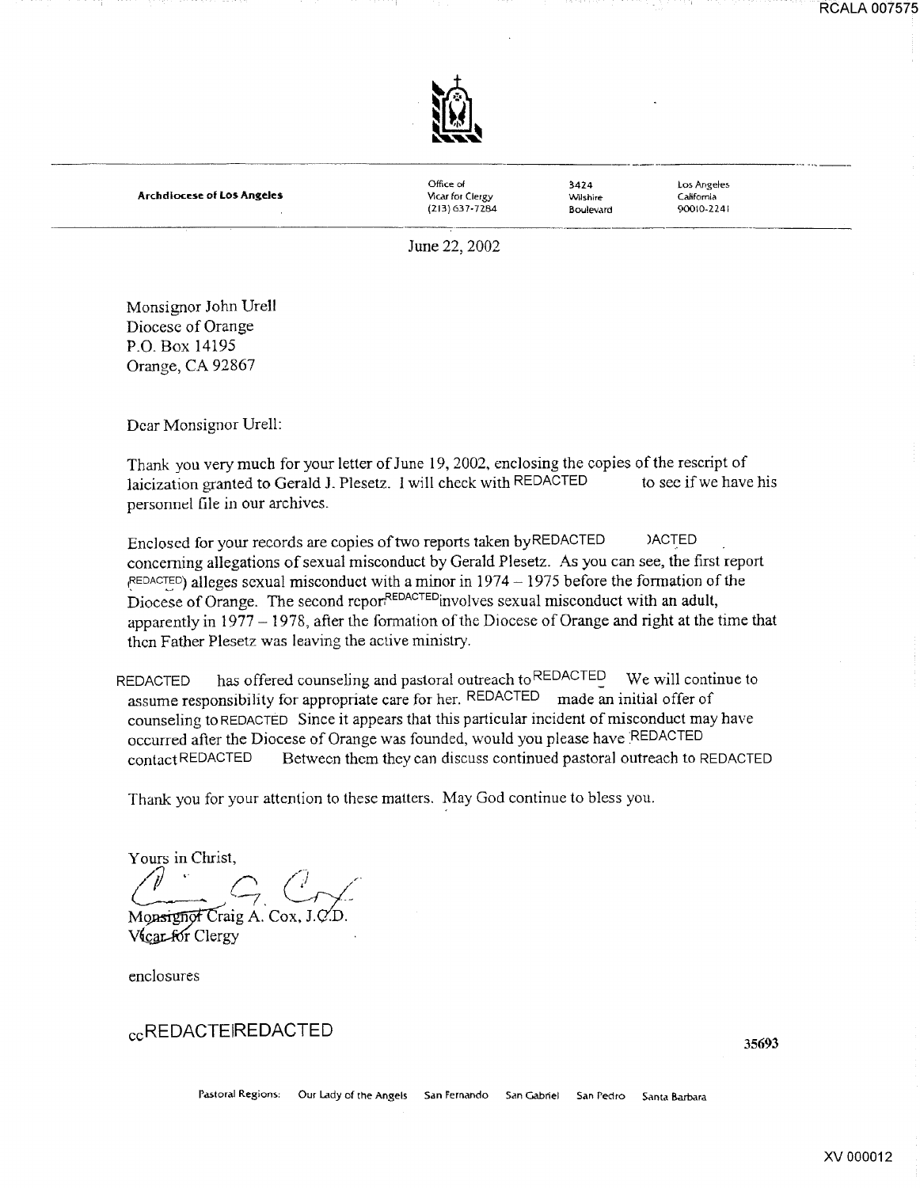**Archdiocese of Los Angeles**

Office of Vicar for Clergy
(213) 637-7284

3424 Wilshire Boulevard

Los Angeles California 90010-2241

June 22, 2002

Monsignor John Urell
Diocese of Orange
P.O. Box 14195
Orange, CA 92867

Dear Monsignor Urell:

Thank you very much for your letter of June 19, 2002, enclosing the copies of the rescript of laicization granted to Gerald J. Plesetz. I will check with REDACTED to see if we have his personnel file in our archives.

Enclosed for your records are copies of two reports taken by REDACTED )ACTED concerning allegations of sexual misconduct by Gerald Plesetz. As you can see, the first report (REDACTED) alleges sexual misconduct with a minor in 1974 – 1975 before the formation of the Diocese of Orange. The second report REDACTED involves sexual misconduct with an adult, apparently in 1977 – 1978, after the formation of the Diocese of Orange and right at the time that then Father Plesetz was leaving the active ministry.

REDACTED has offered counseling and pastoral outreach to REDACTED We will continue to assume responsibility for appropriate care for her. REDACTED made an initial offer of counseling to REDACTED Since it appears that this particular incident of misconduct may have occurred after the Diocese of Orange was founded, would you please have REDACTED contact REDACTED Between them they can discuss continued pastoral outreach to REDACTED

Thank you for your attention to these matters. May God continue to bless you.

Yours in Christ,

Monsignor Craig A. Cox, J.C.D.
Vicar for Clergy

enclosures

cc REDACTE REDACTED

35693

Pastoral Regions: Our Lady of the Angels San Fernando San Gabriel San Pedro Santa Barbara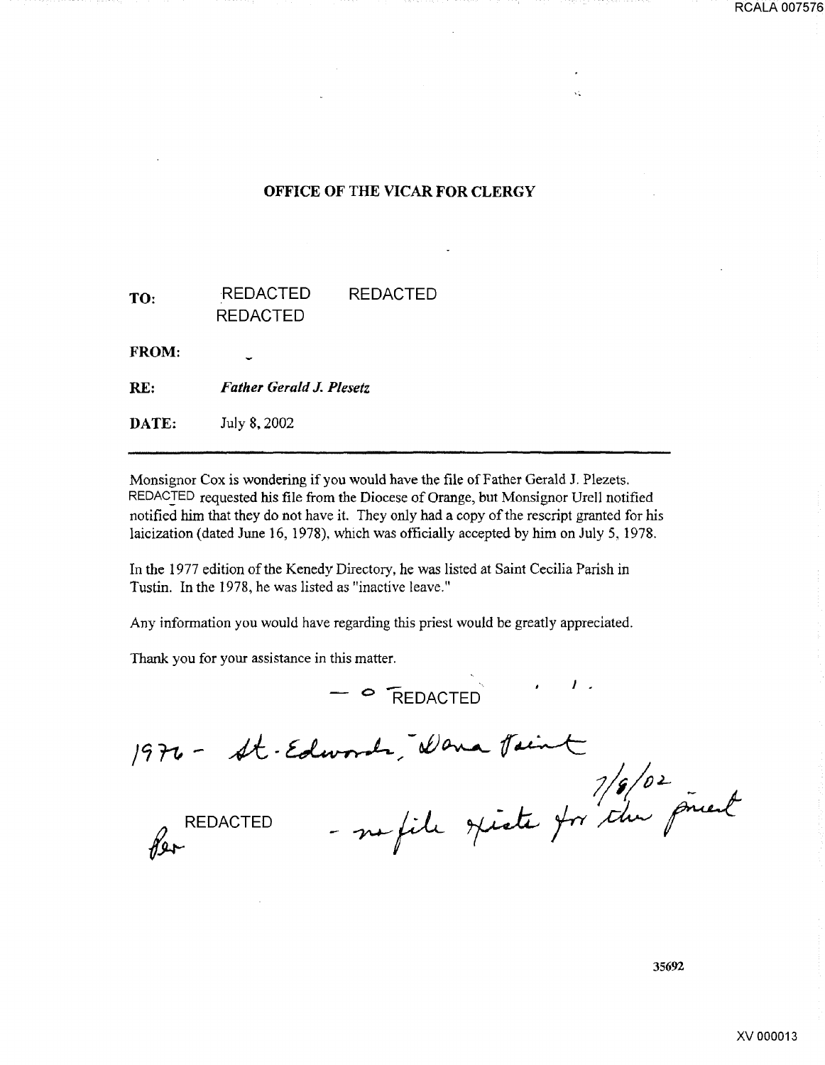## OFFICE OF THE VICAR FOR CLERGY

**TO:** REDACTED REDACTED REDACTED

**FROM:**

**RE:** ***Father Gerald J. Plesetz***

**DATE:** July 8, 2002

---

Monsignor Cox is wondering if you would have the file of Father Gerald J. Plezets. REDACTED requested his file from the Diocese of Orange, but Monsignor Urell notified notified him that they do not have it. They only had a copy of the rescript granted for his laicization (dated June 16, 1978), which was officially accepted by him on July 5, 1978.

In the 1977 edition of the Kenedy Directory, he was listed at Saint Cecilia Parish in Tustin. In the 1978, he was listed as "inactive leave."

Any information you would have regarding this priest would be greatly appreciated.

Thank you for your assistance in this matter.

— REDACTED

1976 - St. Edwards, Dana Point

7/8/02

Per REDACTED - no file exists for this priest

35692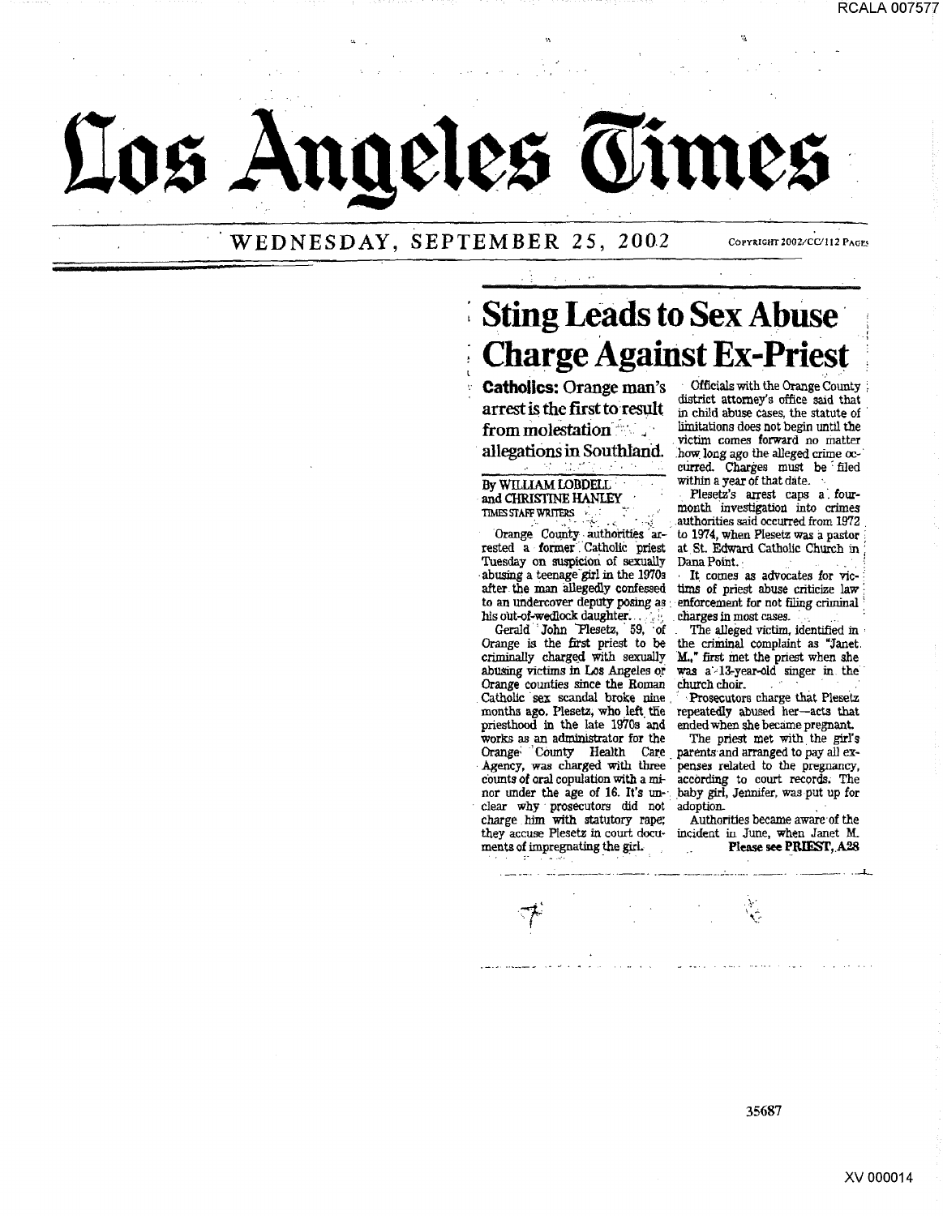# Los Angeles Times

WEDNESDAY, SEPTEMBER 25, 2002 COPYRIGHT 2002/CC/112 PAGES

## Sting Leads to Sex Abuse Charge Against Ex-Priest

**Catholics:** Orange man's arrest is the first to result from molestation allegations in Southland.

By WILLIAM LOBDELL and CHRISTINE HANLEY
TIMES STAFF WRITERS

Orange County authorities arrested a former Catholic priest Tuesday on suspicion of sexually abusing a teenage girl in the 1970s after the man allegedly confessed to an undercover deputy posing as his out-of-wedlock daughter.

Gerald John Plesetz, 59, of Orange is the first priest to be criminally charged with sexually abusing victims in Los Angeles or Orange counties since the Roman Catholic sex scandal broke nine months ago. Plesetz, who left the priesthood in the late 1970s and works as an administrator for the Orange County Health Care Agency, was charged with three counts of oral copulation with a minor under the age of 16. It's unclear why prosecutors did not charge him with statutory rape; they accuse Plesetz in court documents of impregnating the girl.

Officials with the Orange County district attorney's office said that in child abuse cases, the statute of limitations does not begin until the victim comes forward no matter how long ago the alleged crime occurred. Charges must be filed within a year of that date.

Plesetz's arrest caps a four-month investigation into crimes authorities said occurred from 1972 to 1974, when Plesetz was a pastor at St. Edward Catholic Church in Dana Point.

It comes as advocates for victims of priest abuse criticize law enforcement for not filing criminal charges in most cases.

The alleged victim, identified in the criminal complaint as "Janet M.," first met the priest when she was a 13-year-old singer in the church choir.

Prosecutors charge that Plesetz repeatedly abused her—acts that ended when she became pregnant.

The priest met with the girl's parents and arranged to pay all expenses related to the pregnancy, according to court records. The baby girl, Jennifer, was put up for adoption.

Authorities became aware of the incident in June, when Janet M.

Please see **PRIEST**, A28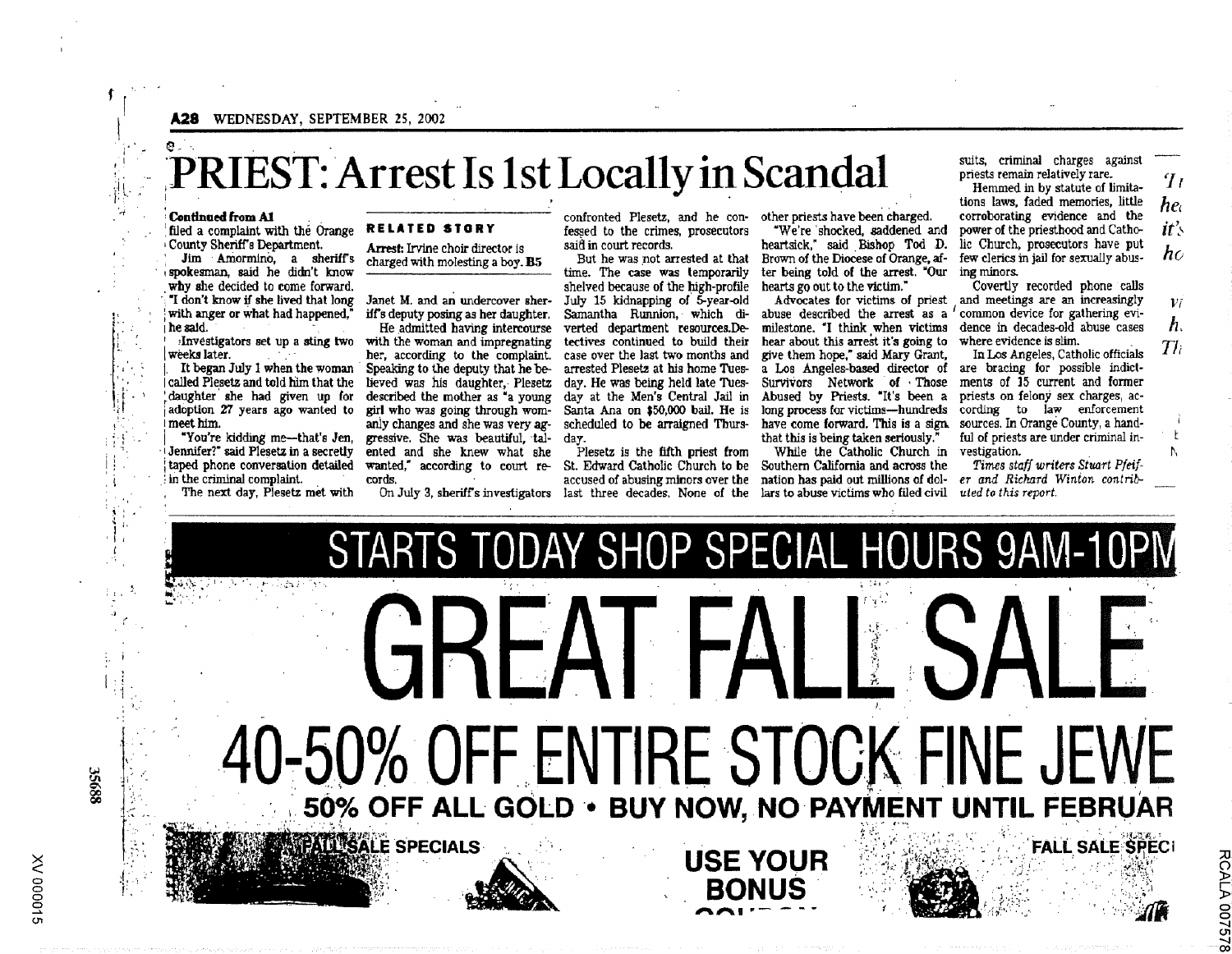# PRIEST: Arrest Is 1st Locally in Scandal

**Continued from A1**

filed a complaint with the Orange County Sheriff's Department.

Jim Amormino, a sheriff's spokesman, said he didn't know why she decided to come forward. "I don't know if she lived that long with anger or what had happened," he said.

Investigators set up a sting two weeks later.

It began July 1 when the woman called Plesetz and told him that the daughter she had given up for adoption 27 years ago wanted to meet him.

"You're kidding me—that's Jen, Jennifer?" said Plesetz in a secretly taped phone conversation detailed in the criminal complaint.

The next day, Plesetz met with Janet M. and an undercover sheriff's deputy posing as her daughter.

**RELATED STORY**

**Arrest:** Irvine choir director is charged with molesting a boy. **B5**

He admitted having intercourse with the woman and impregnating her, according to the complaint. Speaking to the deputy that he believed was his daughter, Plesetz described the mother as "a young girl who was going through womanly changes and she was very aggressive. She was beautiful, talented and she knew what she wanted," according to court records.

On July 3, sheriff's investigators confronted Plesetz, and he confessed to the crimes, prosecutors said in court records.

But he was not arrested at that time. The case was temporarily shelved because of the high-profile July 15 kidnapping of 5-year-old Samantha Runnion, which diverted department resources. Detectives continued to build their case over the last two months and arrested Plesetz at his home Tuesday. He was being held late Tuesday at the Men's Central Jail in Santa Ana on $50,000 bail. He is scheduled to be arraigned Thursday.

Plesetz is the fifth priest from St. Edward Catholic Church to be accused of abusing minors over the last three decades. None of the other priests have been charged.

"We're shocked, saddened and heartsick," said Bishop Tod D. Brown of the Diocese of Orange, after being told of the arrest. "Our hearts go out to the victim."

Advocates for victims of priest abuse described the arrest as a milestone. "I think when victims hear about this arrest it's going to give them hope," said Mary Grant, a Los Angeles-based director of Survivors Network of Those Abused by Priests. "It's been a long process for victims—hundreds have come forward. This is a sign that this is being taken seriously."

While the Catholic Church in Southern California and across the nation has paid out millions of dollars to abuse victims who filed civil suits, criminal charges against priests remain relatively rare.

Hemmed in by statute of limitations laws, faded memories, little corroborating evidence and the power of the priesthood and Catholic Church, prosecutors have put few clerics in jail for sexually abusing minors.

Covertly recorded phone calls and meetings are an increasingly common device for gathering evidence in decades-old abuse cases where evidence is slim.

In Los Angeles, Catholic officials are bracing for possible indictments of 15 current and former priests on felony sex charges, according to law enforcement sources. In Orange County, a handful of priests are under criminal investigation.

*Times staff writers Stuart Pfeifer and Richard Winton contributed to this report.*

STARTS TODAY SHOP SPECIAL HOURS 9AM-10PM

GREAT FALL SALE

40-50% OFF ENTIRE STOCK FINE JEWE

50% OFF ALL GOLD • BUY NOW, NO PAYMENT UNTIL FEBRUAR

FALL SALE SPECIALS

USE YOUR BONUS

FALL SALE SPECI

35688

XV 000015

RCALA 007578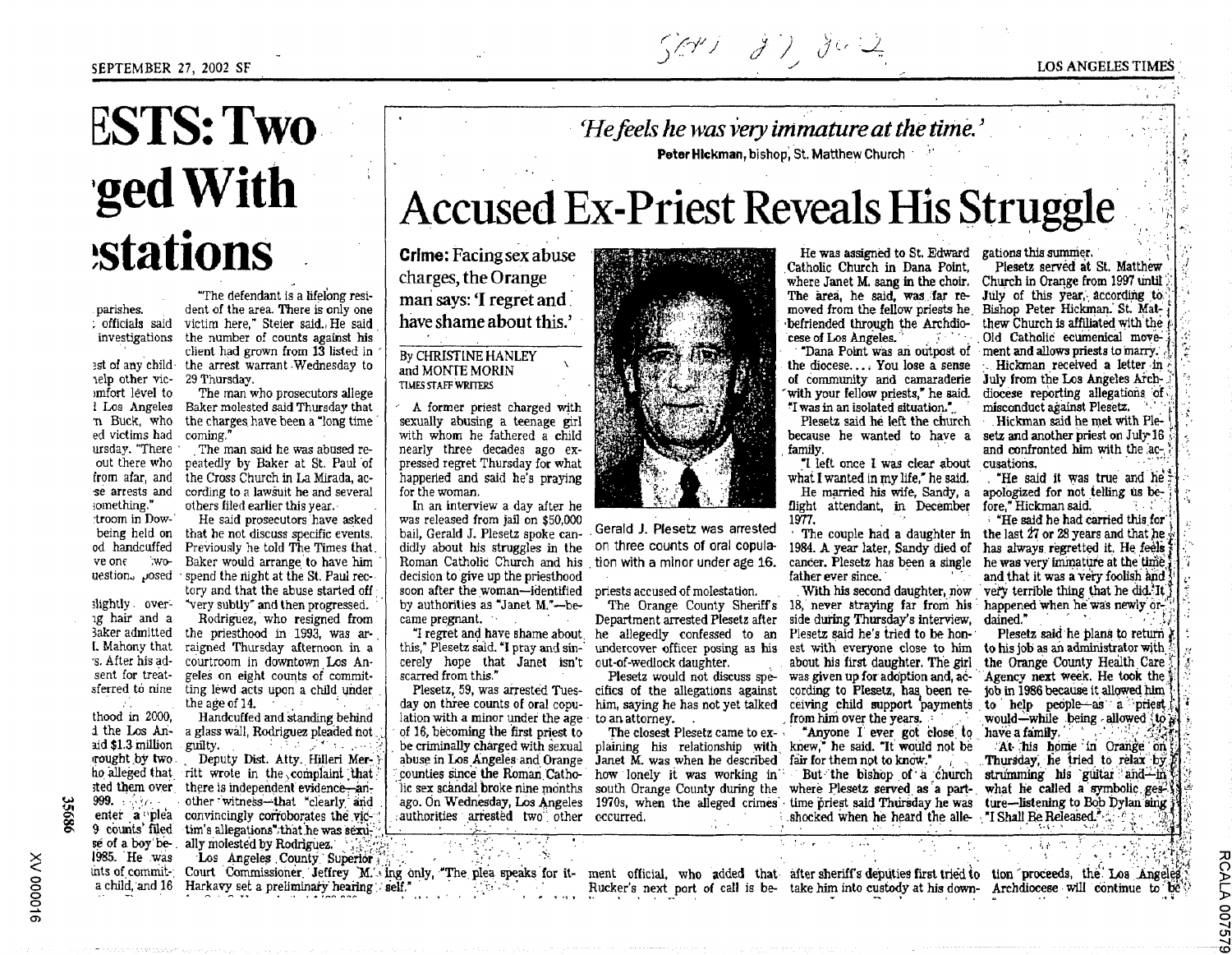# ESTS: Two ged With stations

parishes. officials said investigations

est of any child elp other vic- mfort level to Los Angeles n Buck, who ed victims had ursday. "There out there who from afar, and se arrests and something."

troom in Dow- being held on od handcuffed ve one wo- uestion posed

slightly over- g hair and a Baker admitted l. Mahony that s. After his ad- sent for treat- sferred to nine

thood in 2000, d the Los An- aid $1.3 million rought by two ho alleged that sted them over 999. enter a plea 9 counts filed se of a boy be- 1985. He was nts of commit- a child, and 16

"The defendant is a lifelong resident of the area. There is only one victim here," Steier said. He said the number of counts against his client had grown from 13 listed in the arrest warrant Wednesday to 29 Thursday.

The man who prosecutors allege Baker molested said Thursday that the charges have been a "long time coming."

The man said he was abused repeatedly by Baker at St. Paul of the Cross Church in La Mirada, according to a lawsuit he and several others filed earlier this year.

He said prosecutors have asked that he not discuss specific events. Previously he told The Times that Baker would arrange to have him spend the night at the St. Paul rectory and that the abuse started off "very subtly" and then progressed.

Rodriguez, who resigned from the priesthood in 1993, was arraigned Thursday afternoon in a courtroom in downtown Los Angeles on eight counts of committing lewd acts upon a child under the age of 14.

Handcuffed and standing behind a glass wall, Rodriguez pleaded not guilty.

Deputy Dist. Atty. Hilleri Merritt wrote in the complaint that there is independent evidence—another witness—that "clearly and convincingly corroborates the victim's allegations" that he was sexually molested by Rodriguez.

Los Angeles County Superior Court Commissioner Jeffrey M. Harkavy set a preliminary hearing

---

*'He feels he was very immature at the time.'*

**Peter Hickman**, bishop, St. Matthew Church

# Accused Ex-Priest Reveals His Struggle

**Crime:** Facing sex abuse charges, the Orange man says: 'I regret and have shame about this.'

By CHRISTINE HANLEY and MONTE MORIN
TIMES STAFF WRITERS

A former priest charged with sexually abusing a teenage girl with whom he fathered a child nearly three decades ago expressed regret Thursday for what happened and said he's praying for the woman.

In an interview a day after he was released from jail on $50,000 bail, Gerald J. Plesetz spoke candidly about his struggles in the Roman Catholic Church and his decision to give up the priesthood soon after the woman—identified by authorities as "Janet M."—became pregnant.

"I regret and have shame about this," Plesetz said. "I pray and sincerely hope that Janet isn't scarred from this."

Plesetz, 59, was arrested Tuesday on three counts of oral copulation with a minor under the age of 16, becoming the first priest to be criminally charged with sexual abuse in Los Angeles and Orange counties since the Roman Catholic sex scandal broke nine months ago. On Wednesday, Los Angeles authorities arrested two other

Gerald J. Plesetz was arrested on three counts of oral copulation with a minor under age 16.

priests accused of molestation.

The Orange County Sheriff's Department arrested Plesetz after he allegedly confessed to an undercover officer posing as his out-of-wedlock daughter.

Plesetz would not discuss specifics of the allegations against him, saying he has not yet talked to an attorney.

The closest Plesetz came to explaining his relationship with Janet M. was when he described how lonely it was working in south Orange County during the 1970s, when the alleged crimes occurred.

He was assigned to St. Edward Catholic Church in Dana Point, where Janet M. sang in the choir. The area, he said, was far removed from the fellow priests he befriended through the Archdiocese of Los Angeles.

"Dana Point was an outpost of the diocese.... You lose a sense of community and camaraderie with your fellow priests," he said. "I was in an isolated situation."

Plesetz said he left the church because he wanted to have a family.

"I left once I was clear about what I wanted in my life," he said.

He married his wife, Sandy, a flight attendant, in December 1977.

The couple had a daughter in 1984. A year later, Sandy died of cancer. Plesetz has been a single father ever since.

With his second daughter, now 18, never straying far from his side during Thursday's interview, Plesetz said he's tried to be honest with everyone close to him about his first daughter. The girl was given up for adoption and, according to Plesetz, has been receiving child support payments from him over the years.

"Anyone I ever got close to knew," he said. "It would not be fair for them not to know."

But the bishop of a church where Plesetz served as a part-time priest said Thursday he was shocked when he heard the allegations this summer.

Plesetz served at St. Matthew Church in Orange from 1997 until July of this year, according to Bishop Peter Hickman. St. Matthew Church is affiliated with the Old Catholic ecumenical movement and allows priests to marry.

Hickman received a letter in July from the Los Angeles Archdiocese reporting allegations of misconduct against Plesetz.

Hickman said he met with Plesetz and another priest on July 16 and confronted him with the accusations.

"He said it was true and he apologized for not telling us before," Hickman said.

"He said he had carried this for the last 27 or 28 years and that he has always regretted it. He feels he was very immature at the time and that it was a very foolish and very terrible thing that he did. It happened when he was newly ordained."

Plesetz said he plans to return to his job as an administrator with the Orange County Health Care Agency next week. He took the job in 1986 because it allowed him to help people—as a priest would—while being allowed to have a family.

At his home in Orange on Thursday, he tried to relax by strumming his guitar and—in what he called a symbolic gesture—listening to Bob Dylan sing "I Shall Be Released."

ing only, "The plea speaks for itself."

ment official, who added that Rucker's next port of call is be-

after sheriff's deputies first tried to take him into custody at his down-

tion proceeds, the Los Angeles Archdiocese will continue to be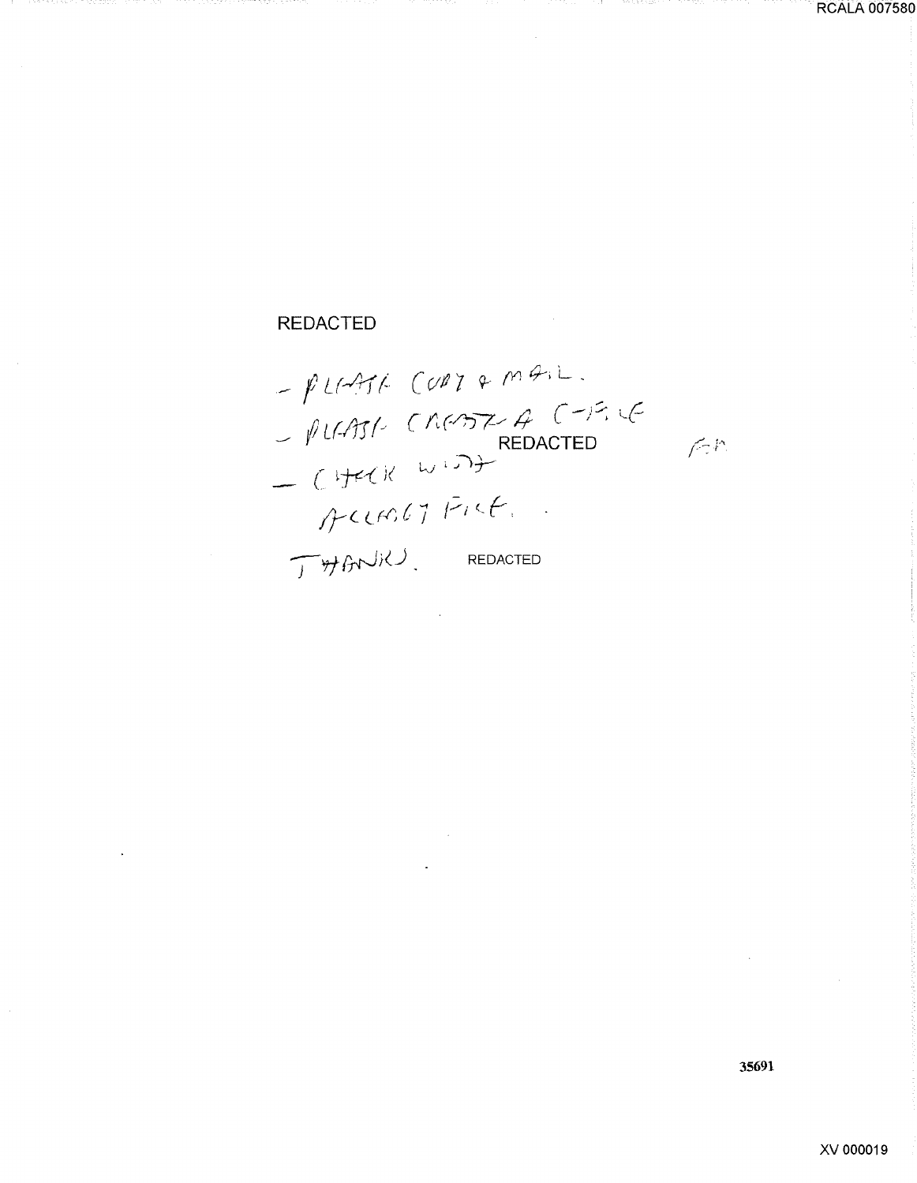REDACTED

- PLEASE COPY & MAIL.
- PLEASE CREATE A C-FILE REDACTED FOR
- CHECK WITH AGENCY FILE.

THANKS. REDACTED